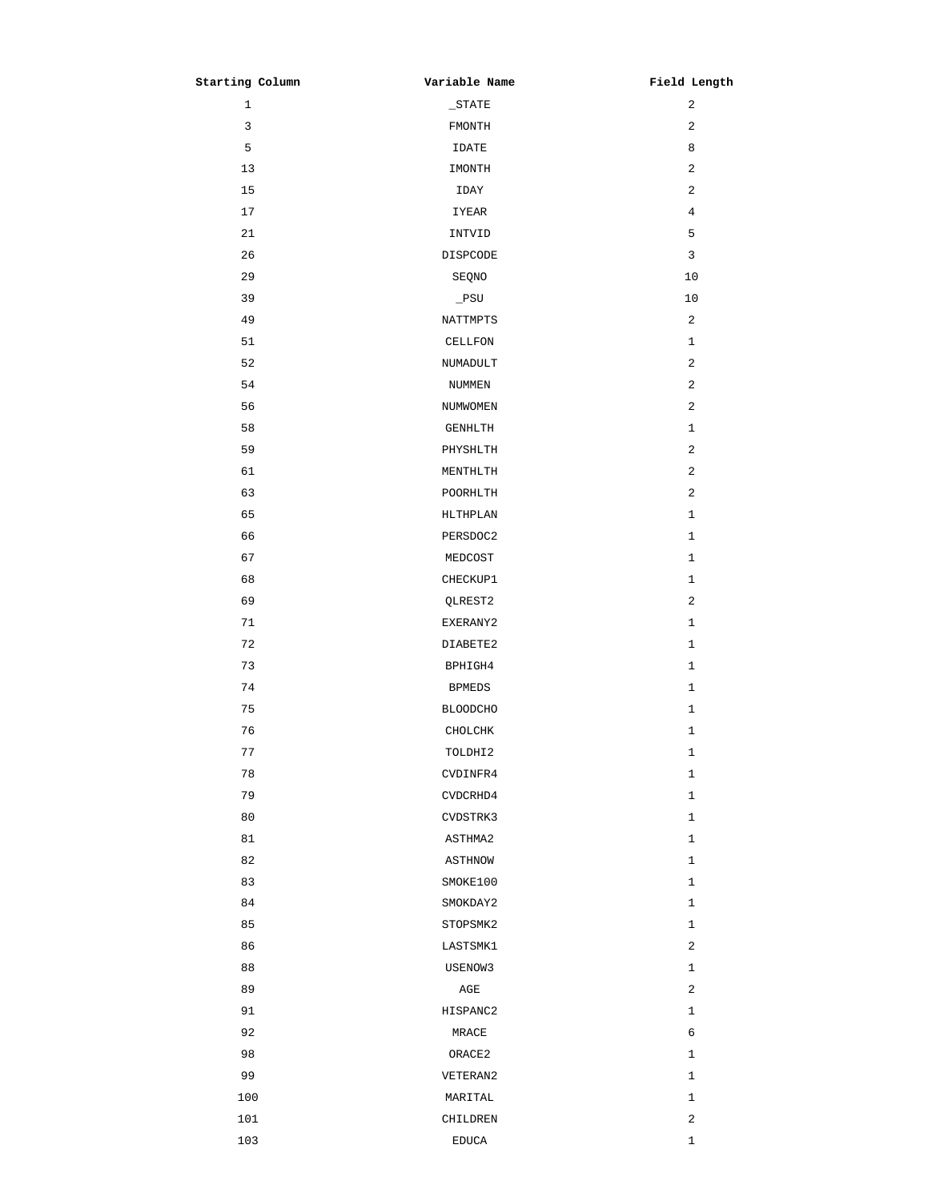| Starting Column | Variable Name | Field Length |
|---|---|---|
| 1 | _STATE | 2 |
| 3 | FMONTH | 2 |
| 5 | IDATE | 8 |
| 13 | IMONTH | 2 |
| 15 | IDAY | 2 |
| 17 | IYEAR | 4 |
| 21 | INTVID | 5 |
| 26 | DISPCODE | 3 |
| 29 | SEQNO | 10 |
| 39 | _PSU | 10 |
| 49 | NATTMPTS | 2 |
| 51 | CELLFON | 1 |
| 52 | NUMADULT | 2 |
| 54 | NUMMEN | 2 |
| 56 | NUMWOMEN | 2 |
| 58 | GENHLTH | 1 |
| 59 | PHYSHLTH | 2 |
| 61 | MENTHLTH | 2 |
| 63 | POORHLTH | 2 |
| 65 | HLTHPLAN | 1 |
| 66 | PERSDOC2 | 1 |
| 67 | MEDCOST | 1 |
| 68 | CHECKUP1 | 1 |
| 69 | QLREST2 | 2 |
| 71 | EXERANY2 | 1 |
| 72 | DIABETE2 | 1 |
| 73 | BPHIGH4 | 1 |
| 74 | BPMEDS | 1 |
| 75 | BLOODCHO | 1 |
| 76 | CHOLCHK | 1 |
| 77 | TOLDHI2 | 1 |
| 78 | CVDINFR4 | 1 |
| 79 | CVDCRHD4 | 1 |
| 80 | CVDSTRK3 | 1 |
| 81 | ASTHMA2 | 1 |
| 82 | ASTHNOW | 1 |
| 83 | SMOKE100 | 1 |
| 84 | SMOKDAY2 | 1 |
| 85 | STOPSMK2 | 1 |
| 86 | LASTSMK1 | 2 |
| 88 | USENOW3 | 1 |
| 89 | AGE | 2 |
| 91 | HISPANC2 | 1 |
| 92 | MRACE | 6 |
| 98 | ORACE2 | 1 |
| 99 | VETERAN2 | 1 |
| 100 | MARITAL | 1 |
| 101 | CHILDREN | 2 |
| 103 | EDUCA | 1 |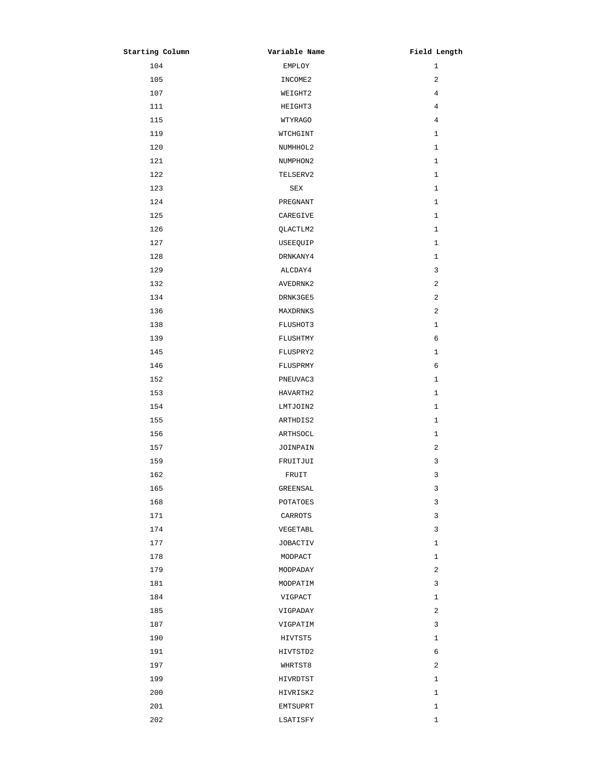| Starting Column | Variable Name | Field Length |
|---|---|---|
| 104 | EMPLOY | 1 |
| 105 | INCOME2 | 2 |
| 107 | WEIGHT2 | 4 |
| 111 | HEIGHT3 | 4 |
| 115 | WTYRAGO | 4 |
| 119 | WTCHGINT | 1 |
| 120 | NUMHHOL2 | 1 |
| 121 | NUMPHON2 | 1 |
| 122 | TELSERV2 | 1 |
| 123 | SEX | 1 |
| 124 | PREGNANT | 1 |
| 125 | CAREGIVE | 1 |
| 126 | QLACTLM2 | 1 |
| 127 | USEEQUIP | 1 |
| 128 | DRNKANY4 | 1 |
| 129 | ALCDAY4 | 3 |
| 132 | AVEDRNK2 | 2 |
| 134 | DRNK3GE5 | 2 |
| 136 | MAXDRNKS | 2 |
| 138 | FLUSHOT3 | 1 |
| 139 | FLUSHTMY | 6 |
| 145 | FLUSPRY2 | 1 |
| 146 | FLUSPRMY | 6 |
| 152 | PNEUVAC3 | 1 |
| 153 | HAVARTH2 | 1 |
| 154 | LMTJOIN2 | 1 |
| 155 | ARTHDIS2 | 1 |
| 156 | ARTHSOCL | 1 |
| 157 | JOINPAIN | 2 |
| 159 | FRUITJUI | 3 |
| 162 | FRUIT | 3 |
| 165 | GREENSAL | 3 |
| 168 | POTATOES | 3 |
| 171 | CARROTS | 3 |
| 174 | VEGETABL | 3 |
| 177 | JOBACTIV | 1 |
| 178 | MODPACT | 1 |
| 179 | MODPADAY | 2 |
| 181 | MODPATIM | 3 |
| 184 | VIGPACT | 1 |
| 185 | VIGPADAY | 2 |
| 187 | VIGPATIM | 3 |
| 190 | HIVTST5 | 1 |
| 191 | HIVTSTD2 | 6 |
| 197 | WHRTST8 | 2 |
| 199 | HIVRDTST | 1 |
| 200 | HIVRISK2 | 1 |
| 201 | EMTSUPRT | 1 |
| 202 | LSATISFY | 1 |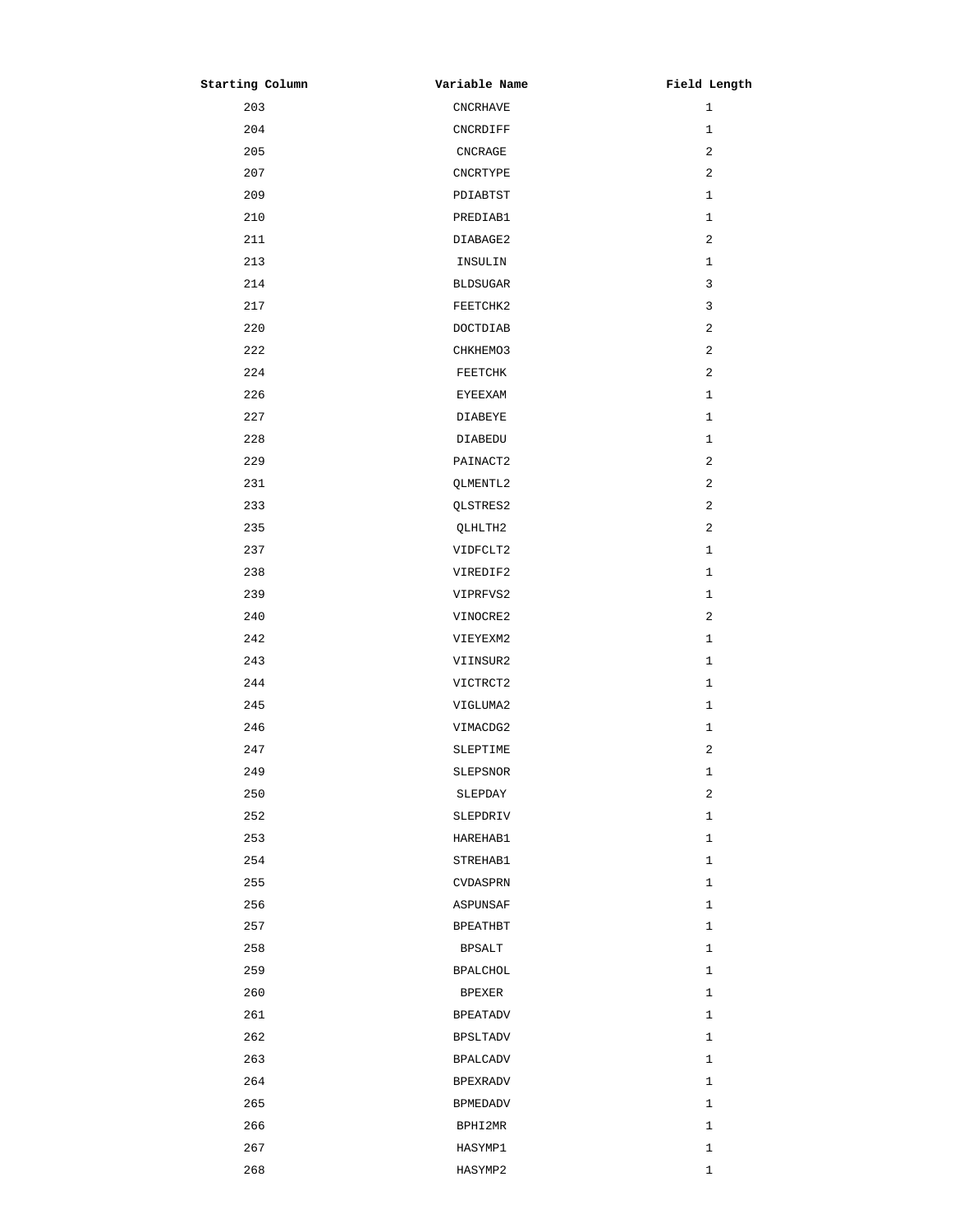| Starting Column | Variable Name | Field Length |
| --- | --- | --- |
| 203 | CNCRHAVE | 1 |
| 204 | CNCRDIFF | 1 |
| 205 | CNCRAGE | 2 |
| 207 | CNCRTYPE | 2 |
| 209 | PDIABTST | 1 |
| 210 | PREDIAB1 | 1 |
| 211 | DIABAGE2 | 2 |
| 213 | INSULIN | 1 |
| 214 | BLDSUGAR | 3 |
| 217 | FEETCHK2 | 3 |
| 220 | DOCTDIAB | 2 |
| 222 | CHKHEMO3 | 2 |
| 224 | FEETCHK | 2 |
| 226 | EYEEXAM | 1 |
| 227 | DIABEYE | 1 |
| 228 | DIABEDU | 1 |
| 229 | PAINACT2 | 2 |
| 231 | QLMENTL2 | 2 |
| 233 | QLSTRES2 | 2 |
| 235 | QLHLTH2 | 2 |
| 237 | VIDFCLT2 | 1 |
| 238 | VIREDIF2 | 1 |
| 239 | VIPRFVS2 | 1 |
| 240 | VINOCRE2 | 2 |
| 242 | VIEYEXM2 | 1 |
| 243 | VIINSUR2 | 1 |
| 244 | VICTRCT2 | 1 |
| 245 | VIGLUMA2 | 1 |
| 246 | VIMACDG2 | 1 |
| 247 | SLEPTIME | 2 |
| 249 | SLEPSNOR | 1 |
| 250 | SLEPDAY | 2 |
| 252 | SLEPDRIV | 1 |
| 253 | HAREHAB1 | 1 |
| 254 | STREHAB1 | 1 |
| 255 | CVDASPRN | 1 |
| 256 | ASPUNSAF | 1 |
| 257 | BPEATHBT | 1 |
| 258 | BPSALT | 1 |
| 259 | BPALCHOL | 1 |
| 260 | BPEXER | 1 |
| 261 | BPEATADV | 1 |
| 262 | BPSLTADV | 1 |
| 263 | BPALCADV | 1 |
| 264 | BPEXRADV | 1 |
| 265 | BPMEDADV | 1 |
| 266 | BPHI2MR | 1 |
| 267 | HASYMP1 | 1 |
| 268 | HASYMP2 | 1 |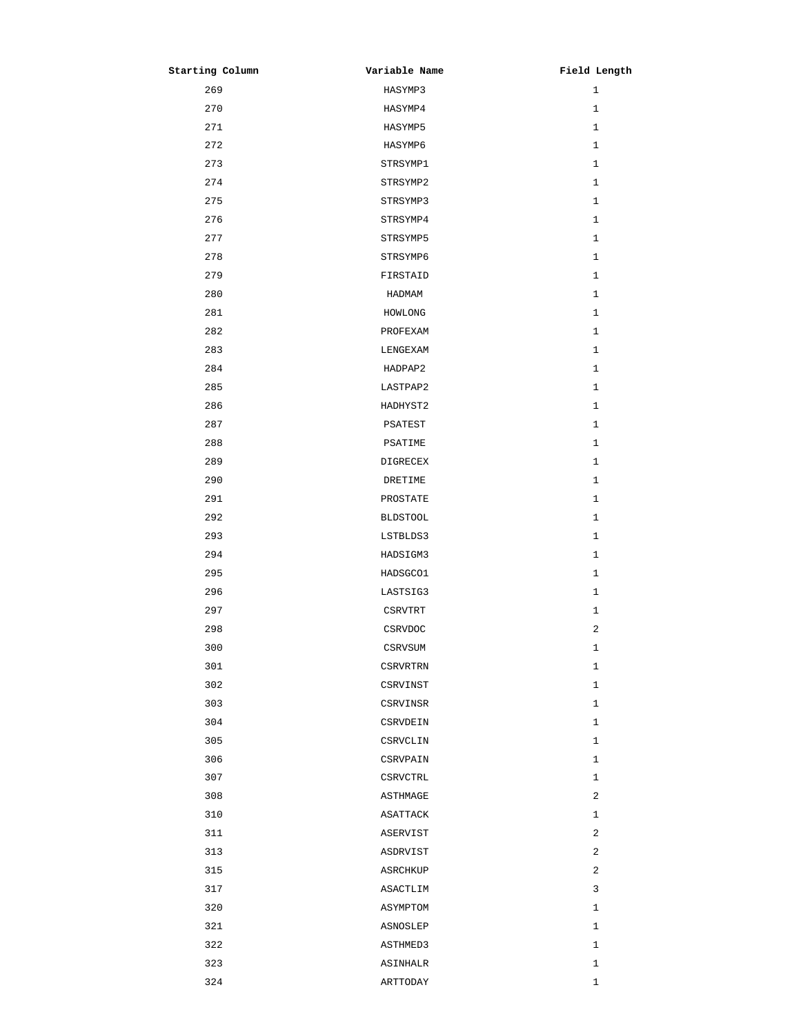| Starting Column | Variable Name | Field Length |
|---|---|---|
| 269 | HASYMP3 | 1 |
| 270 | HASYMP4 | 1 |
| 271 | HASYMP5 | 1 |
| 272 | HASYMP6 | 1 |
| 273 | STRSYMP1 | 1 |
| 274 | STRSYMP2 | 1 |
| 275 | STRSYMP3 | 1 |
| 276 | STRSYMP4 | 1 |
| 277 | STRSYMP5 | 1 |
| 278 | STRSYMP6 | 1 |
| 279 | FIRSTAID | 1 |
| 280 | HADMAM | 1 |
| 281 | HOWLONG | 1 |
| 282 | PROFEXAM | 1 |
| 283 | LENGEXAM | 1 |
| 284 | HADPAP2 | 1 |
| 285 | LASTPAP2 | 1 |
| 286 | HADHYST2 | 1 |
| 287 | PSATEST | 1 |
| 288 | PSATIME | 1 |
| 289 | DIGRECEX | 1 |
| 290 | DRETIME | 1 |
| 291 | PROSTATE | 1 |
| 292 | BLDSTOOL | 1 |
| 293 | LSTBLDS3 | 1 |
| 294 | HADSIGM3 | 1 |
| 295 | HADSGCO1 | 1 |
| 296 | LASTSIG3 | 1 |
| 297 | CSRVTRT | 1 |
| 298 | CSRVDOC | 2 |
| 300 | CSRVSUM | 1 |
| 301 | CSRVRTRN | 1 |
| 302 | CSRVINST | 1 |
| 303 | CSRVINSR | 1 |
| 304 | CSRVDEIN | 1 |
| 305 | CSRVCLIN | 1 |
| 306 | CSRVPAIN | 1 |
| 307 | CSRVCTRL | 1 |
| 308 | ASTHMAGE | 2 |
| 310 | ASATTACK | 1 |
| 311 | ASERVIST | 2 |
| 313 | ASDRVIST | 2 |
| 315 | ASRCHKUP | 2 |
| 317 | ASACTLIM | 3 |
| 320 | ASYMPTOM | 1 |
| 321 | ASNOSLEP | 1 |
| 322 | ASTHMED3 | 1 |
| 323 | ASINHALR | 1 |
| 324 | ARTTODAY | 1 |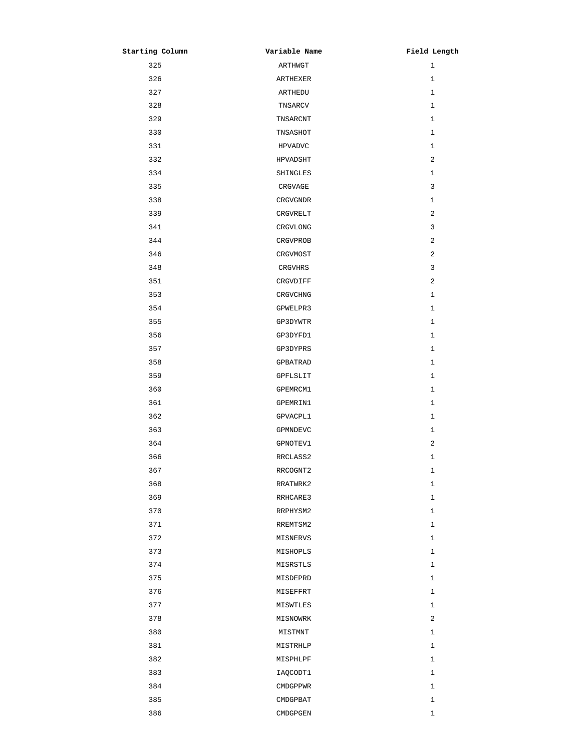| Starting Column | Variable Name | Field Length |
|---|---|---|
| 325 | ARTHWGT | 1 |
| 326 | ARTHEXER | 1 |
| 327 | ARTHEDU | 1 |
| 328 | TNSARCV | 1 |
| 329 | TNSARCNT | 1 |
| 330 | TNSASHOT | 1 |
| 331 | HPVADVC | 1 |
| 332 | HPVADSHT | 2 |
| 334 | SHINGLES | 1 |
| 335 | CRGVAGE | 3 |
| 338 | CRGVGNDR | 1 |
| 339 | CRGVRELT | 2 |
| 341 | CRGVLONG | 3 |
| 344 | CRGVPROB | 2 |
| 346 | CRGVMOST | 2 |
| 348 | CRGVHRS | 3 |
| 351 | CRGVDIFF | 2 |
| 353 | CRGVCHNG | 1 |
| 354 | GPWELPR3 | 1 |
| 355 | GP3DYWTR | 1 |
| 356 | GP3DYFD1 | 1 |
| 357 | GP3DYPRS | 1 |
| 358 | GPBATRAD | 1 |
| 359 | GPFLSLIT | 1 |
| 360 | GPEMRCM1 | 1 |
| 361 | GPEMRIN1 | 1 |
| 362 | GPVACPL1 | 1 |
| 363 | GPMNDEVC | 1 |
| 364 | GPNOTEV1 | 2 |
| 366 | RRCLASS2 | 1 |
| 367 | RRCOGNT2 | 1 |
| 368 | RRATWRK2 | 1 |
| 369 | RRHCARE3 | 1 |
| 370 | RRPHYSM2 | 1 |
| 371 | RREMTSM2 | 1 |
| 372 | MISNERVS | 1 |
| 373 | MISHOPLS | 1 |
| 374 | MISRSTLS | 1 |
| 375 | MISDEPRD | 1 |
| 376 | MISEFFRT | 1 |
| 377 | MISWTLES | 1 |
| 378 | MISNOWRK | 2 |
| 380 | MISTMNT | 1 |
| 381 | MISTRHLP | 1 |
| 382 | MISPHLPF | 1 |
| 383 | IAQCODT1 | 1 |
| 384 | CMDGPPWR | 1 |
| 385 | CMDGPBAT | 1 |
| 386 | CMDGPGEN | 1 |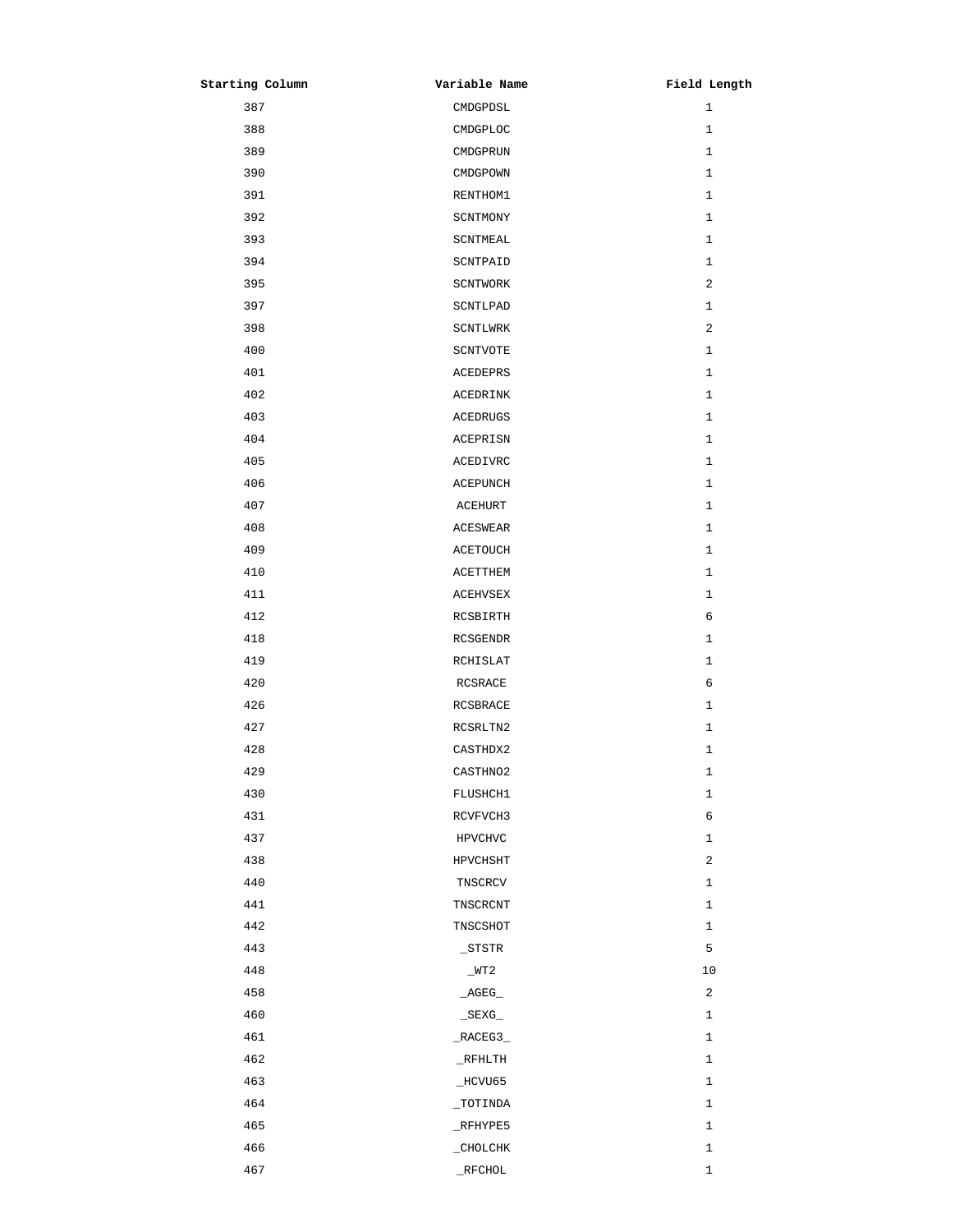| Starting Column | Variable Name | Field Length |
|---|---|---|
| 387 | CMDGPDSL | 1 |
| 388 | CMDGPLOC | 1 |
| 389 | CMDGPRUN | 1 |
| 390 | CMDGPOWN | 1 |
| 391 | RENTHOM1 | 1 |
| 392 | SCNTMONY | 1 |
| 393 | SCNTMEAL | 1 |
| 394 | SCNTPAID | 1 |
| 395 | SCNTWORK | 2 |
| 397 | SCNTLPAD | 1 |
| 398 | SCNTLWRK | 2 |
| 400 | SCNTVOTE | 1 |
| 401 | ACEDEPRS | 1 |
| 402 | ACEDRINK | 1 |
| 403 | ACEDRUGS | 1 |
| 404 | ACEPRISN | 1 |
| 405 | ACEDIVRC | 1 |
| 406 | ACEPUNCH | 1 |
| 407 | ACEHURT | 1 |
| 408 | ACESWEAR | 1 |
| 409 | ACETOUCH | 1 |
| 410 | ACETTHEM | 1 |
| 411 | ACEHVSEX | 1 |
| 412 | RCSBIRTH | 6 |
| 418 | RCSGENDR | 1 |
| 419 | RCHISLAT | 1 |
| 420 | RCSRACE | 6 |
| 426 | RCSBRACE | 1 |
| 427 | RCSRLTN2 | 1 |
| 428 | CASTHDX2 | 1 |
| 429 | CASTHNO2 | 1 |
| 430 | FLUSHCH1 | 1 |
| 431 | RCVFVCH3 | 6 |
| 437 | HPVCHVC | 1 |
| 438 | HPVCHSHT | 2 |
| 440 | TNSCRCV | 1 |
| 441 | TNSCRCNT | 1 |
| 442 | TNSCSHOT | 1 |
| 443 | _STSTR | 5 |
| 448 | _WT2 | 10 |
| 458 | _AGEG_ | 2 |
| 460 | _SEXG_ | 1 |
| 461 | _RACEG3_ | 1 |
| 462 | _RFHLTH | 1 |
| 463 | _HCVU65 | 1 |
| 464 | _TOTINDA | 1 |
| 465 | _RFHYPE5 | 1 |
| 466 | _CHOLCHK | 1 |
| 467 | _RFCHOL | 1 |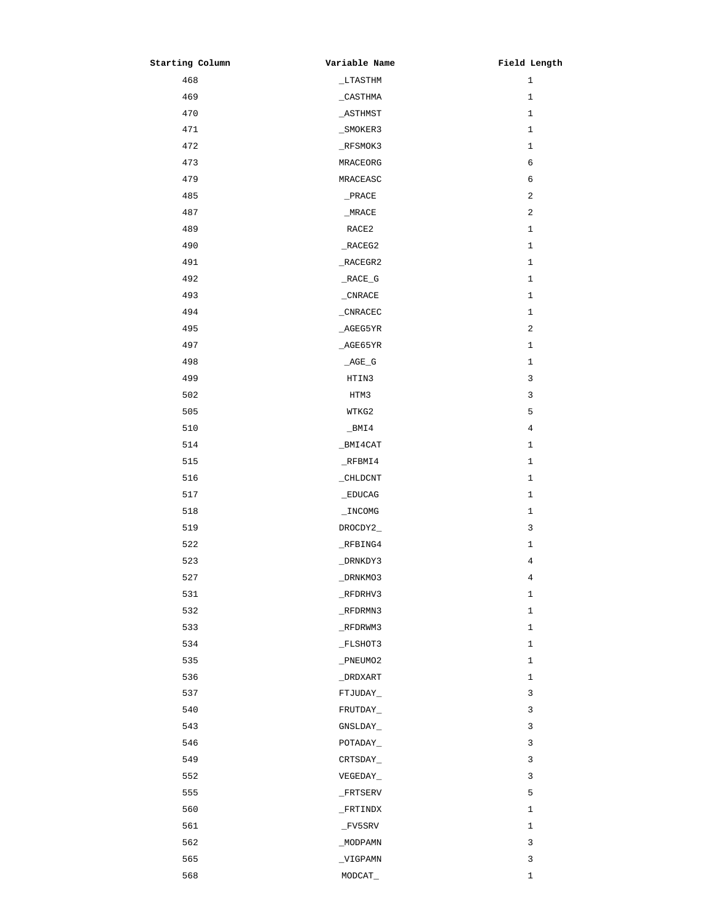| Starting Column | Variable Name | Field Length |
|---|---|---|
| 468 | _LTASTHM | 1 |
| 469 | _CASTHMA | 1 |
| 470 | _ASTHMST | 1 |
| 471 | _SMOKER3 | 1 |
| 472 | _RFSMOK3 | 1 |
| 473 | MRACEORG | 6 |
| 479 | MRACEASC | 6 |
| 485 | _PRACE | 2 |
| 487 | _MRACE | 2 |
| 489 | RACE2 | 1 |
| 490 | _RACEG2 | 1 |
| 491 | _RACEGR2 | 1 |
| 492 | _RACE_G | 1 |
| 493 | _CNRACE | 1 |
| 494 | _CNRACEC | 1 |
| 495 | _AGEG5YR | 2 |
| 497 | _AGE65YR | 1 |
| 498 | _AGE_G | 1 |
| 499 | HTIN3 | 3 |
| 502 | HTM3 | 3 |
| 505 | WTKG2 | 5 |
| 510 | _BMI4 | 4 |
| 514 | _BMI4CAT | 1 |
| 515 | _RFBMI4 | 1 |
| 516 | _CHLDCNT | 1 |
| 517 | _EDUCAG | 1 |
| 518 | _INCOMG | 1 |
| 519 | DROCDY2_ | 3 |
| 522 | _RFBING4 | 1 |
| 523 | _DRNKDY3 | 4 |
| 527 | _DRNKMO3 | 4 |
| 531 | _RFDRHV3 | 1 |
| 532 | _RFDRMN3 | 1 |
| 533 | _RFDRWM3 | 1 |
| 534 | _FLSHOT3 | 1 |
| 535 | _PNEUMO2 | 1 |
| 536 | _DRDXART | 1 |
| 537 | FTJUDAY_ | 3 |
| 540 | FRUTDAY_ | 3 |
| 543 | GNSLDAY_ | 3 |
| 546 | POTADAY_ | 3 |
| 549 | CRTSDAY_ | 3 |
| 552 | VEGEDAY_ | 3 |
| 555 | _FRTSERV | 5 |
| 560 | _FRTINDX | 1 |
| 561 | _FV5SRV | 1 |
| 562 | _MODPAMN | 3 |
| 565 | _VIGPAMN | 3 |
| 568 | MODCAT_ | 1 |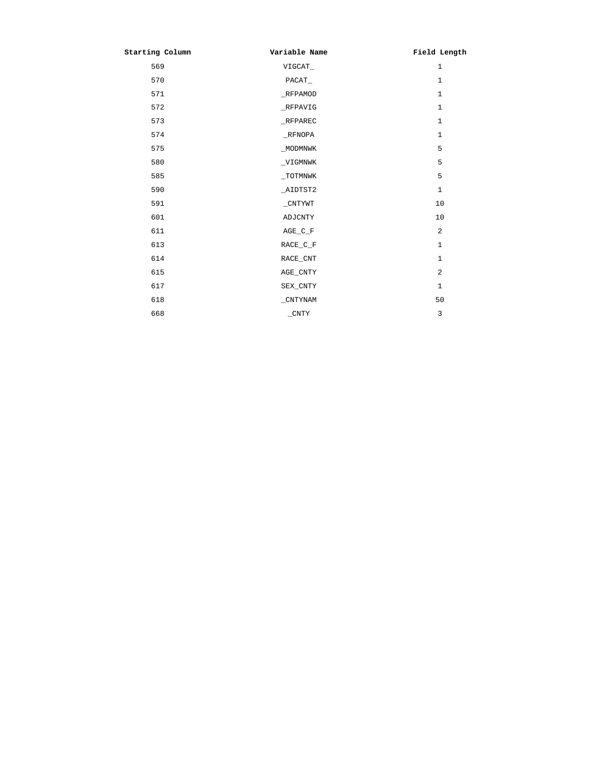| Starting Column | Variable Name | Field Length |
| --- | --- | --- |
| 569 | VIGCAT_ | 1 |
| 570 | PACAT_ | 1 |
| 571 | _RFPAMOD | 1 |
| 572 | _RFPAVIG | 1 |
| 573 | _RFPAREC | 1 |
| 574 | _RFNOPA | 1 |
| 575 | _MODMNWK | 5 |
| 580 | _VIGMNWK | 5 |
| 585 | _TOTMNWK | 5 |
| 590 | _AIDTST2 | 1 |
| 591 | _CNTYWT | 10 |
| 601 | ADJCNTY | 10 |
| 611 | AGE_C_F | 2 |
| 613 | RACE_C_F | 1 |
| 614 | RACE_CNT | 1 |
| 615 | AGE_CNTY | 2 |
| 617 | SEX_CNTY | 1 |
| 618 | _CNTYNAM | 50 |
| 668 | _CNTY | 3 |